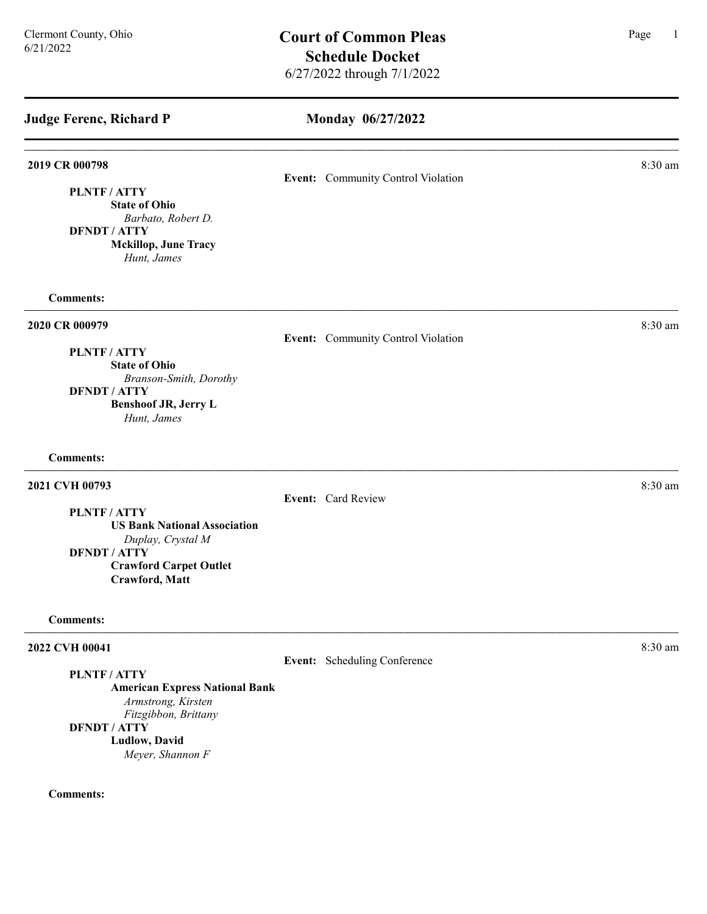Clermont County, Ohio
6/21/2022

# Court of Common Pleas
# Schedule Docket
6/27/2022 through 7/1/2022

---

## Judge Ferenc, Richard P — Monday 06/27/2022

---

**2019 CR 000798** — 8:30 am

**Event:** Community Control Violation

**PLNTF / ATTY**
**State of Ohio**
*Barbato, Robert D.*
**DFNDT / ATTY**
**Mckillop, June Tracy**
*Hunt, James*

**Comments:**

---

**2020 CR 000979** — 8:30 am

**Event:** Community Control Violation

**PLNTF / ATTY**
**State of Ohio**
*Branson-Smith, Dorothy*
**DFNDT / ATTY**
**Benshoof JR, Jerry L**
*Hunt, James*

**Comments:**

---

**2021 CVH 00793** — 8:30 am

**Event:** Card Review

**PLNTF / ATTY**
**US Bank National Association**
*Duplay, Crystal M*
**DFNDT / ATTY**
**Crawford Carpet Outlet**
**Crawford, Matt**

**Comments:**

---

**2022 CVH 00041** — 8:30 am

**Event:** Scheduling Conference

**PLNTF / ATTY**
**American Express National Bank**
*Armstrong, Kirsten*
*Fitzgibbon, Brittany*
**DFNDT / ATTY**
**Ludlow, David**
*Meyer, Shannon F*

**Comments:**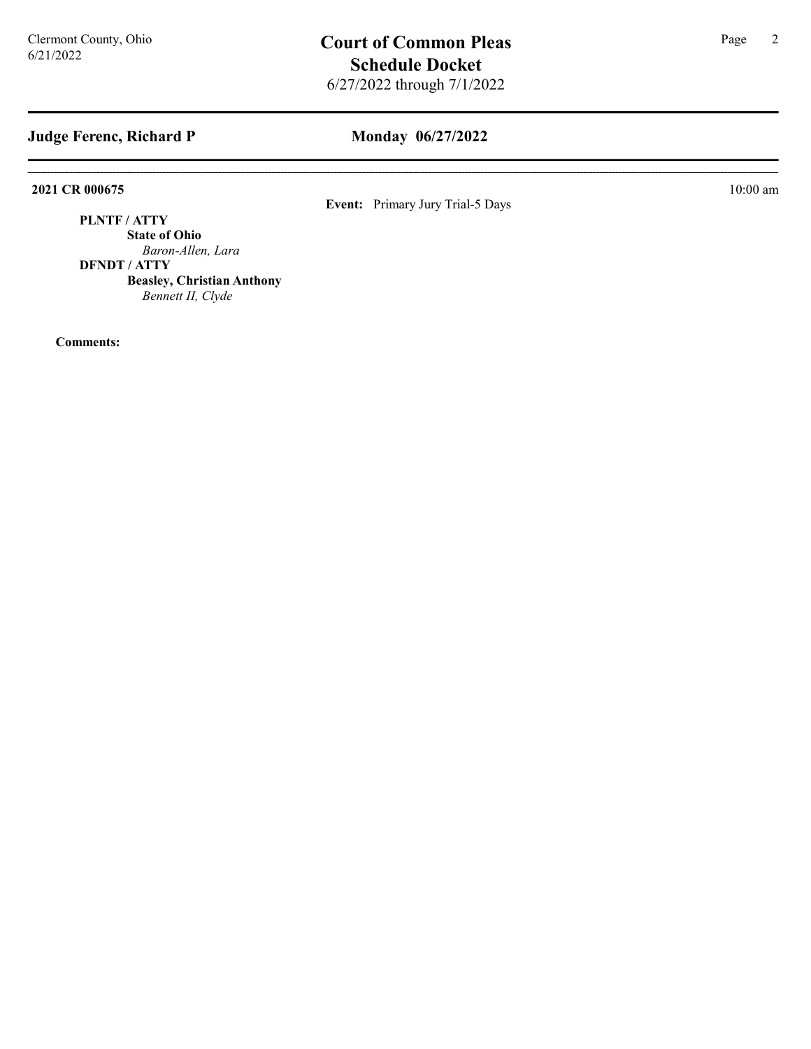## Judge Ferenc, Richard P

## Monday 06/27/2022

**2021 CR 000675** 10:00 am

**Event:** Primary Jury Trial-5 Days

**PLNTF / ATTY**

**State of Ohio**

*Baron-Allen, Lara*

**DFNDT / ATTY**

**Beasley, Christian Anthony**

*Bennett II, Clyde*

**Comments:**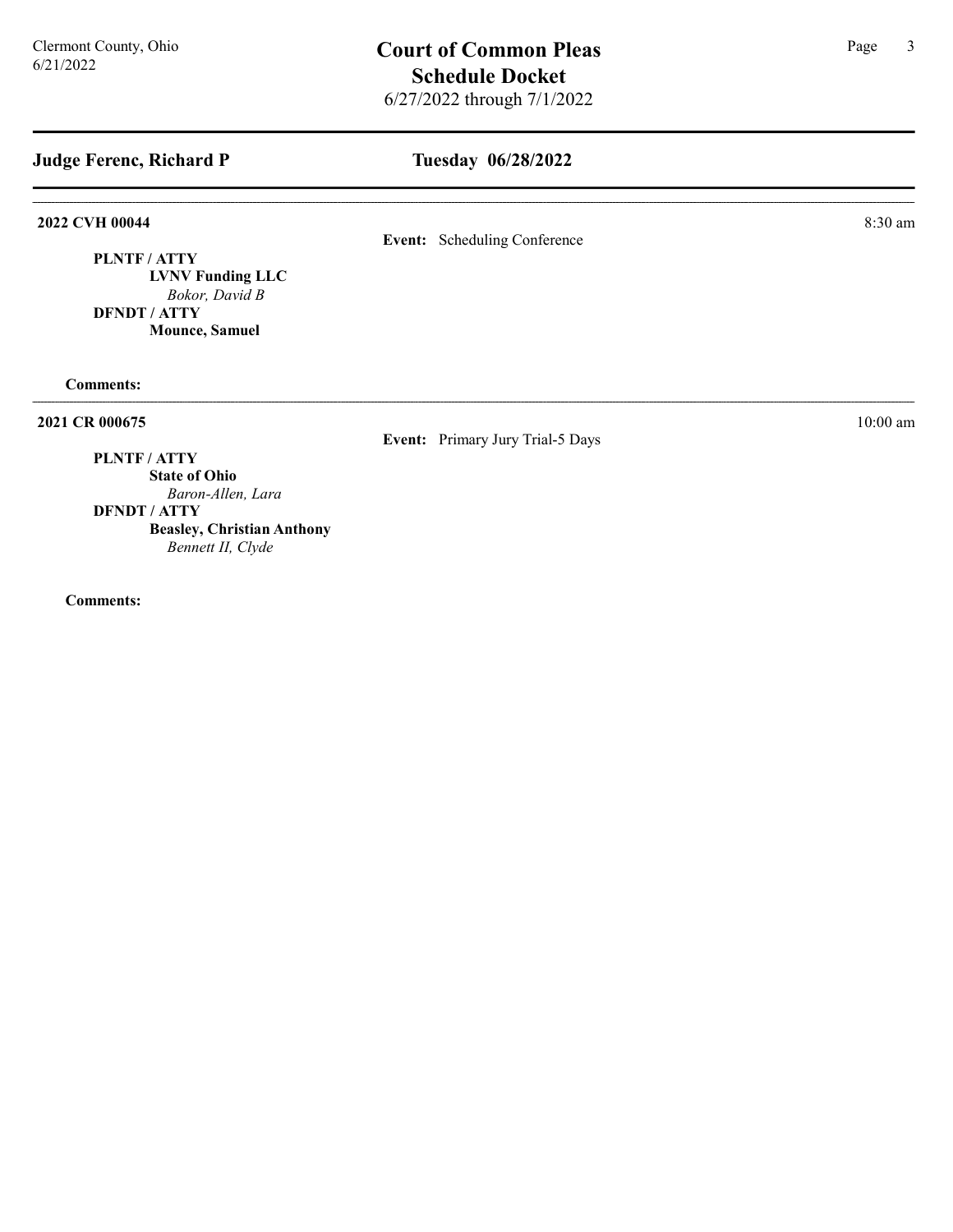## Judge Ferenc, Richard P — Tuesday 06/28/2022

---

**2022 CVH 00044** — 8:30 am

**Event:** Scheduling Conference

**PLNTF / ATTY**
**LVNV Funding LLC**
*Bokor, David B*
**DFNDT / ATTY**
**Mounce, Samuel**

**Comments:**

---

**2021 CR 000675** — 10:00 am

**Event:** Primary Jury Trial-5 Days

**PLNTF / ATTY**
**State of Ohio**
*Baron-Allen, Lara*
**DFNDT / ATTY**
**Beasley, Christian Anthony**
*Bennett II, Clyde*

**Comments:**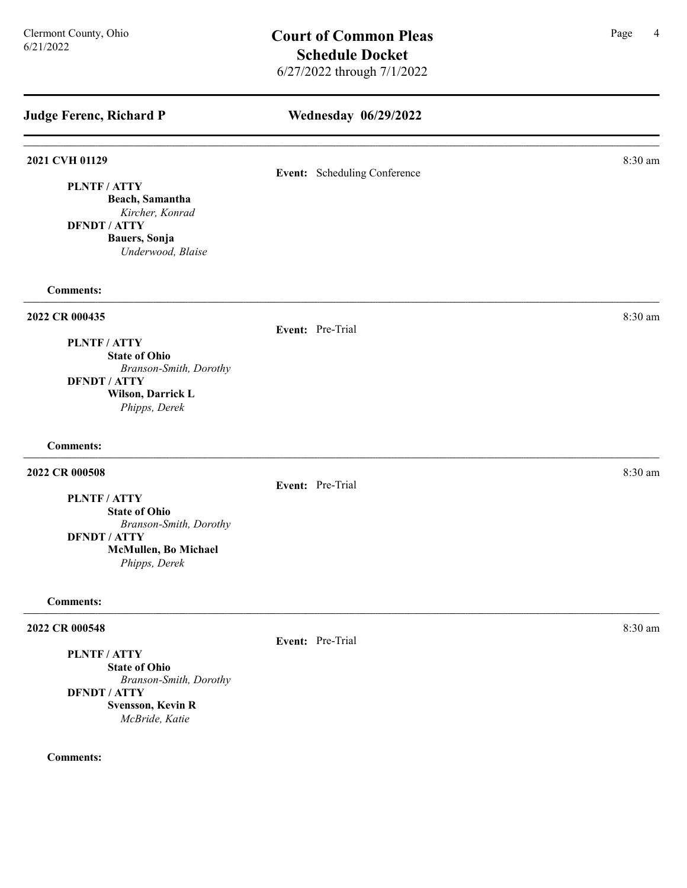## Judge Ferenc, Richard P

## Wednesday 06/29/2022

**2021 CVH 01129** — 8:30 am

**Event:** Scheduling Conference

**PLNTF / ATTY**
**Beach, Samantha**
*Kircher, Konrad*
**DFNDT / ATTY**
**Bauers, Sonja**
*Underwood, Blaise*

**Comments:**

---

**2022 CR 000435** — 8:30 am

**Event:** Pre-Trial

**PLNTF / ATTY**
**State of Ohio**
*Branson-Smith, Dorothy*
**DFNDT / ATTY**
**Wilson, Darrick L**
*Phipps, Derek*

**Comments:**

---

**2022 CR 000508** — 8:30 am

**Event:** Pre-Trial

**PLNTF / ATTY**
**State of Ohio**
*Branson-Smith, Dorothy*
**DFNDT / ATTY**
**McMullen, Bo Michael**
*Phipps, Derek*

**Comments:**

---

**2022 CR 000548** — 8:30 am

**Event:** Pre-Trial

**PLNTF / ATTY**
**State of Ohio**
*Branson-Smith, Dorothy*
**DFNDT / ATTY**
**Svensson, Kevin R**
*McBride, Katie*

**Comments:**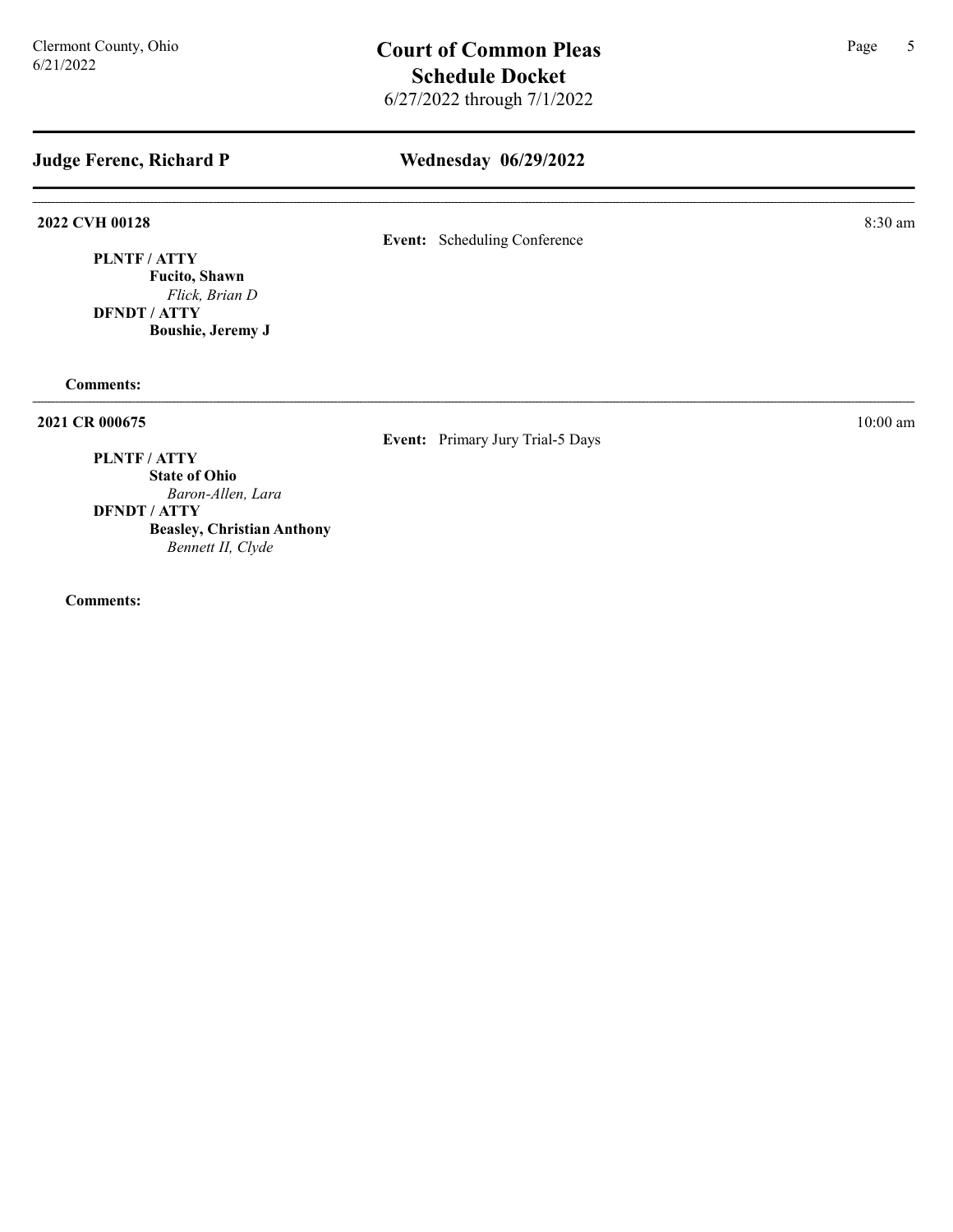## Judge Ferenc, Richard P

## Wednesday 06/29/2022

**2022 CVH 00128** — 8:30 am

**Event:** Scheduling Conference

**PLNTF / ATTY**
- **Fucito, Shawn**
  - *Flick, Brian D*

**DFNDT / ATTY**
- **Boushie, Jeremy J**

**Comments:**

---

**2021 CR 000675** — 10:00 am

**Event:** Primary Jury Trial-5 Days

**PLNTF / ATTY**
- **State of Ohio**
  - *Baron-Allen, Lara*

**DFNDT / ATTY**
- **Beasley, Christian Anthony**
  - *Bennett II, Clyde*

**Comments:**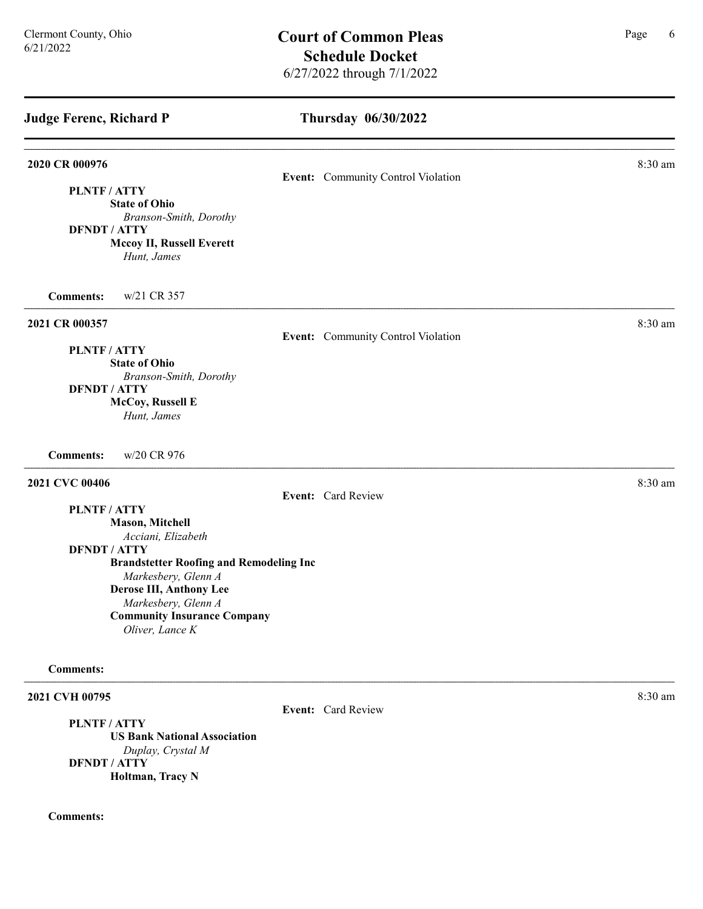## Judge Ferenc, Richard P

## Thursday 06/30/2022

---

**2020 CR 000976** — 8:30 am

**Event:** Community Control Violation

**PLNTF / ATTY**
**State of Ohio**
*Branson-Smith, Dorothy*

**DFNDT / ATTY**
**Mccoy II, Russell Everett**
*Hunt, James*

**Comments:** w/21 CR 357

---

**2021 CR 000357** — 8:30 am

**Event:** Community Control Violation

**PLNTF / ATTY**
**State of Ohio**
*Branson-Smith, Dorothy*

**DFNDT / ATTY**
**McCoy, Russell E**
*Hunt, James*

**Comments:** w/20 CR 976

---

**2021 CVC 00406** — 8:30 am

**Event:** Card Review

**PLNTF / ATTY**
**Mason, Mitchell**
*Acciani, Elizabeth*

**DFNDT / ATTY**
**Brandstetter Roofing and Remodeling Inc**
*Markesbery, Glenn A*
**Derose III, Anthony Lee**
*Markesbery, Glenn A*
**Community Insurance Company**
*Oliver, Lance K*

**Comments:**

---

**2021 CVH 00795** — 8:30 am

**Event:** Card Review

**PLNTF / ATTY**
**US Bank National Association**
*Duplay, Crystal M*

**DFNDT / ATTY**
**Holtman, Tracy N**

**Comments:**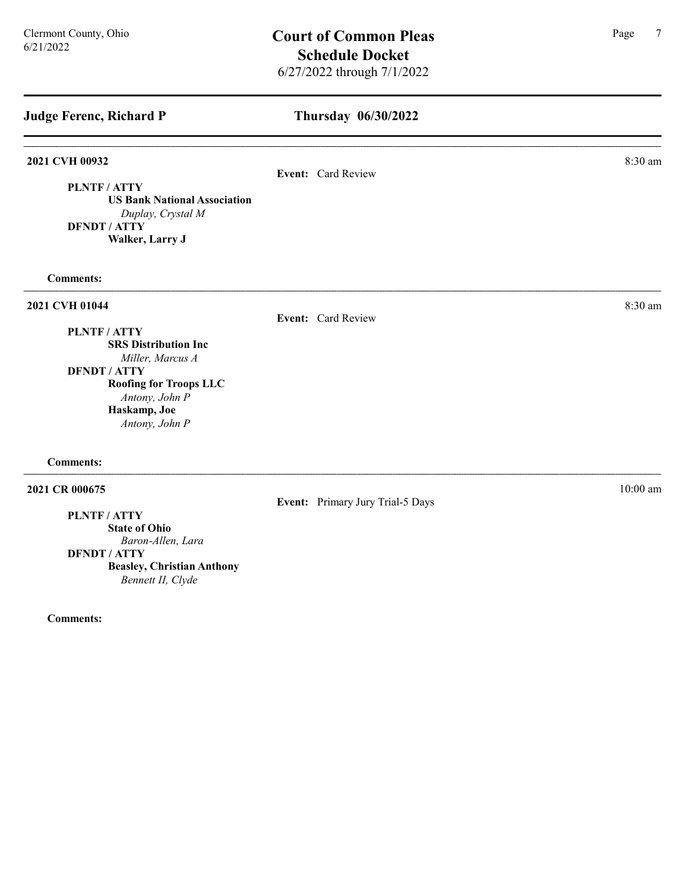# Court of Common Pleas
## Schedule Docket
6/27/2022 through 7/1/2022

Clermont County, Ohio
6/21/2022

## Judge Ferenc, Richard P — Thursday 06/30/2022

---

**2021 CVH 00932** — 8:30 am

**Event:** Card Review

**PLNTF / ATTY**
- **US Bank National Association**
  - *Duplay, Crystal M*

**DFNDT / ATTY**
- **Walker, Larry J**

**Comments:**

---

**2021 CVH 01044** — 8:30 am

**Event:** Card Review

**PLNTF / ATTY**
- **SRS Distribution Inc**
  - *Miller, Marcus A*

**DFNDT / ATTY**
- **Roofing for Troops LLC**
  - *Antony, John P*
- **Haskamp, Joe**
  - *Antony, John P*

**Comments:**

---

**2021 CR 000675** — 10:00 am

**Event:** Primary Jury Trial-5 Days

**PLNTF / ATTY**
- **State of Ohio**
  - *Baron-Allen, Lara*

**DFNDT / ATTY**
- **Beasley, Christian Anthony**
  - *Bennett II, Clyde*

**Comments:**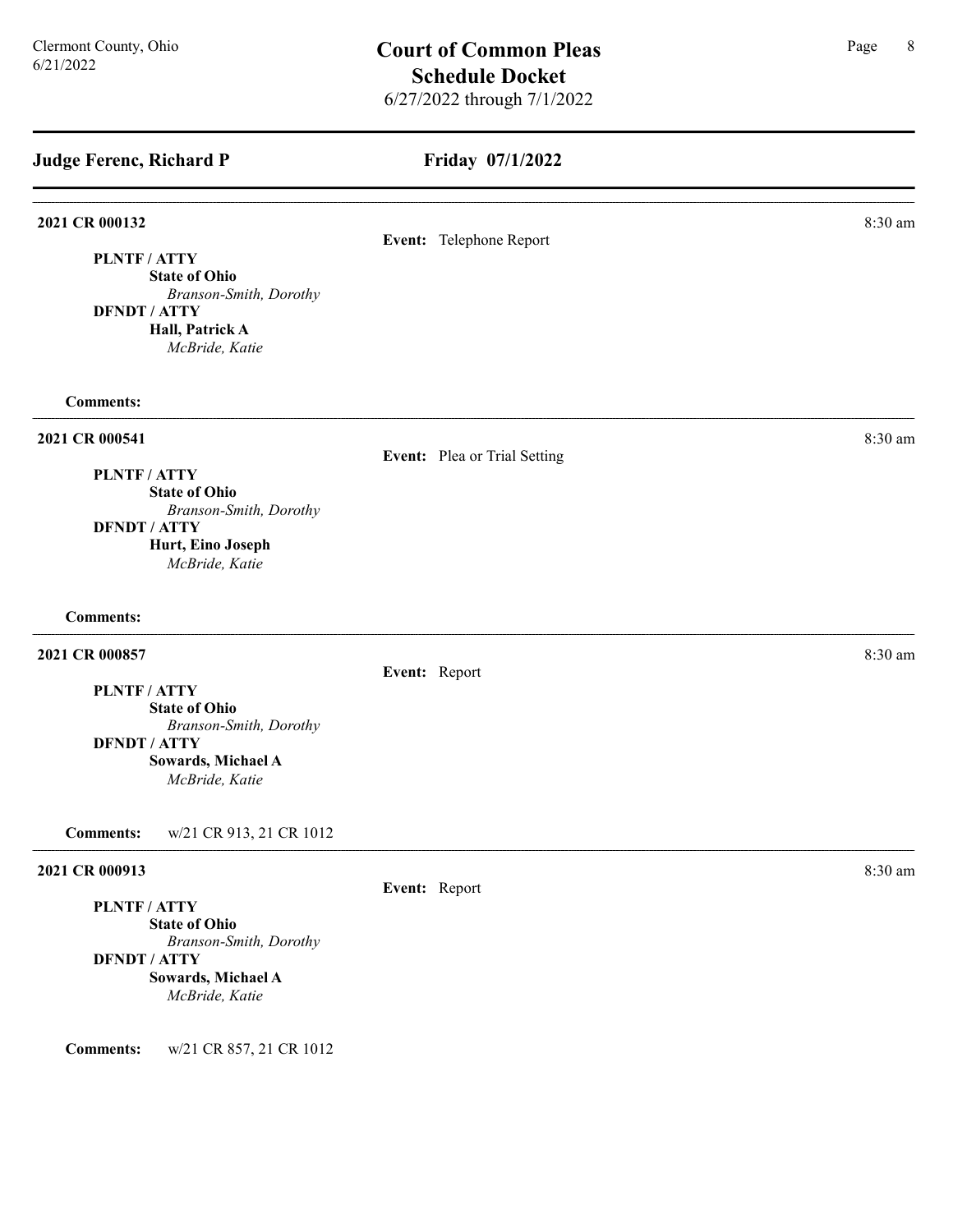## Judge Ferenc, Richard P

## Friday 07/1/2022

---

**2021 CR 000132** — 8:30 am

**Event:** Telephone Report

**PLNTF / ATTY**
**State of Ohio**
*Branson-Smith, Dorothy*

**DFNDT / ATTY**
**Hall, Patrick A**
*McBride, Katie*

**Comments:**

---

**2021 CR 000541** — 8:30 am

**Event:** Plea or Trial Setting

**PLNTF / ATTY**
**State of Ohio**
*Branson-Smith, Dorothy*

**DFNDT / ATTY**
**Hurt, Eino Joseph**
*McBride, Katie*

**Comments:**

---

**2021 CR 000857** — 8:30 am

**Event:** Report

**PLNTF / ATTY**
**State of Ohio**
*Branson-Smith, Dorothy*

**DFNDT / ATTY**
**Sowards, Michael A**
*McBride, Katie*

**Comments:** w/21 CR 913, 21 CR 1012

---

**2021 CR 000913** — 8:30 am

**Event:** Report

**PLNTF / ATTY**
**State of Ohio**
*Branson-Smith, Dorothy*

**DFNDT / ATTY**
**Sowards, Michael A**
*McBride, Katie*

**Comments:** w/21 CR 857, 21 CR 1012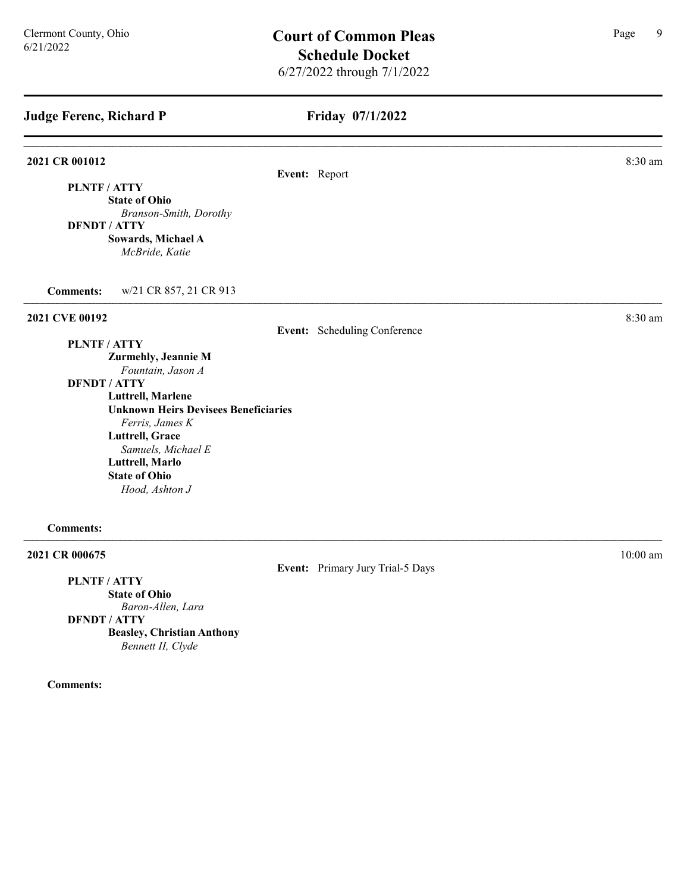## Judge Ferenc, Richard P — Friday 07/1/2022

---

**2021 CR 001012** — 8:30 am

**Event:** Report

**PLNTF / ATTY**

**State of Ohio**
*Branson-Smith, Dorothy*

**DFNDT / ATTY**

**Sowards, Michael A**
*McBride, Katie*

**Comments:** w/21 CR 857, 21 CR 913

---

**2021 CVE 00192** — 8:30 am

**Event:** Scheduling Conference

**PLNTF / ATTY**

**Zurmehly, Jeannie M**
*Fountain, Jason A*

**DFNDT / ATTY**

**Luttrell, Marlene**
**Unknown Heirs Devisees Beneficiaries**
*Ferris, James K*
**Luttrell, Grace**
*Samuels, Michael E*
**Luttrell, Marlo**
**State of Ohio**
*Hood, Ashton J*

**Comments:**

---

**2021 CR 000675** — 10:00 am

**Event:** Primary Jury Trial-5 Days

**PLNTF / ATTY**

**State of Ohio**
*Baron-Allen, Lara*

**DFNDT / ATTY**

**Beasley, Christian Anthony**
*Bennett II, Clyde*

**Comments:**